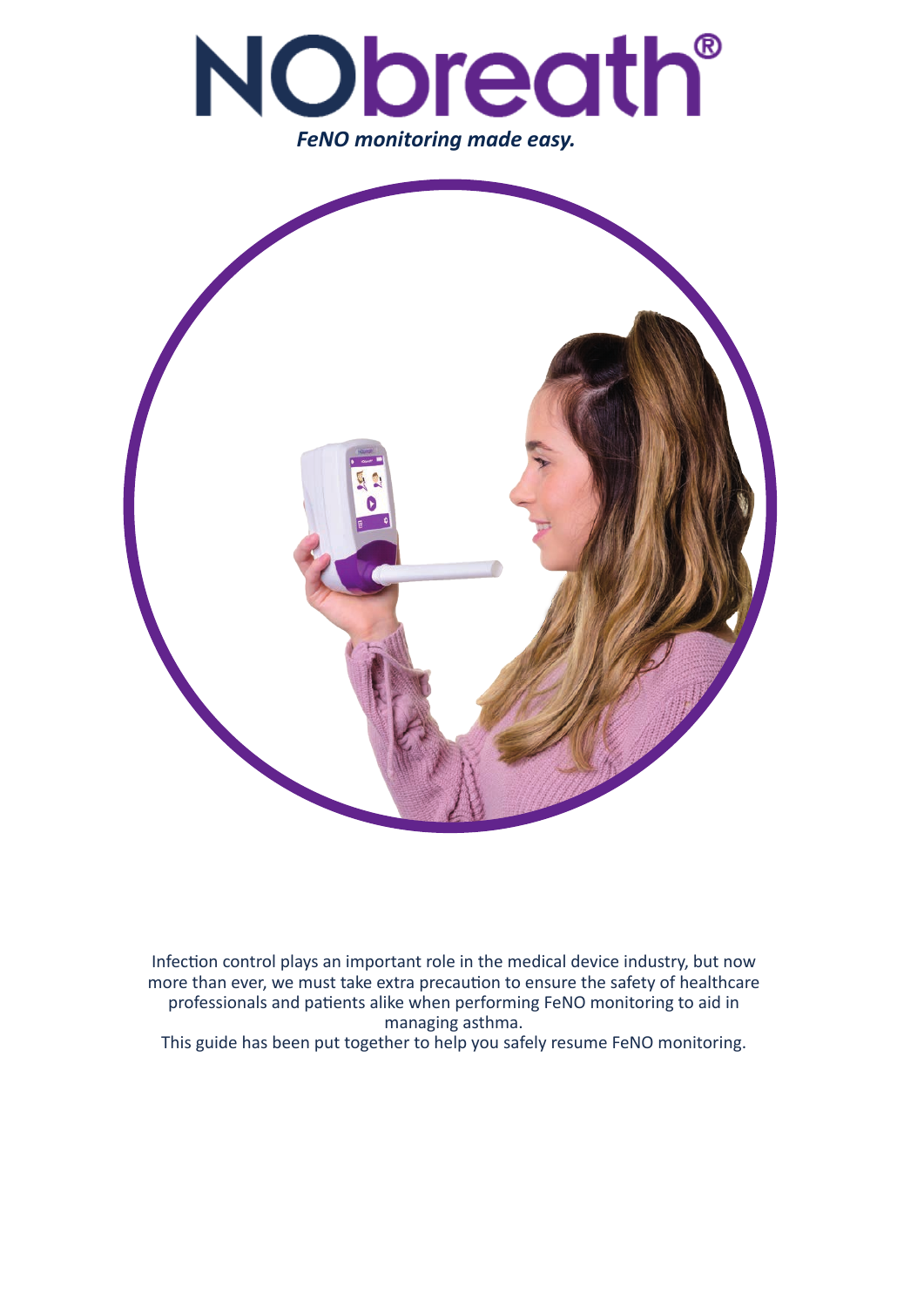# NObreath®

***FeNO monitoring made easy.***

Infection control plays an important role in the medical device industry, but now more than ever, we must take extra precaution to ensure the safety of healthcare professionals and patients alike when performing FeNO monitoring to aid in managing asthma.

This guide has been put together to help you safely resume FeNO monitoring.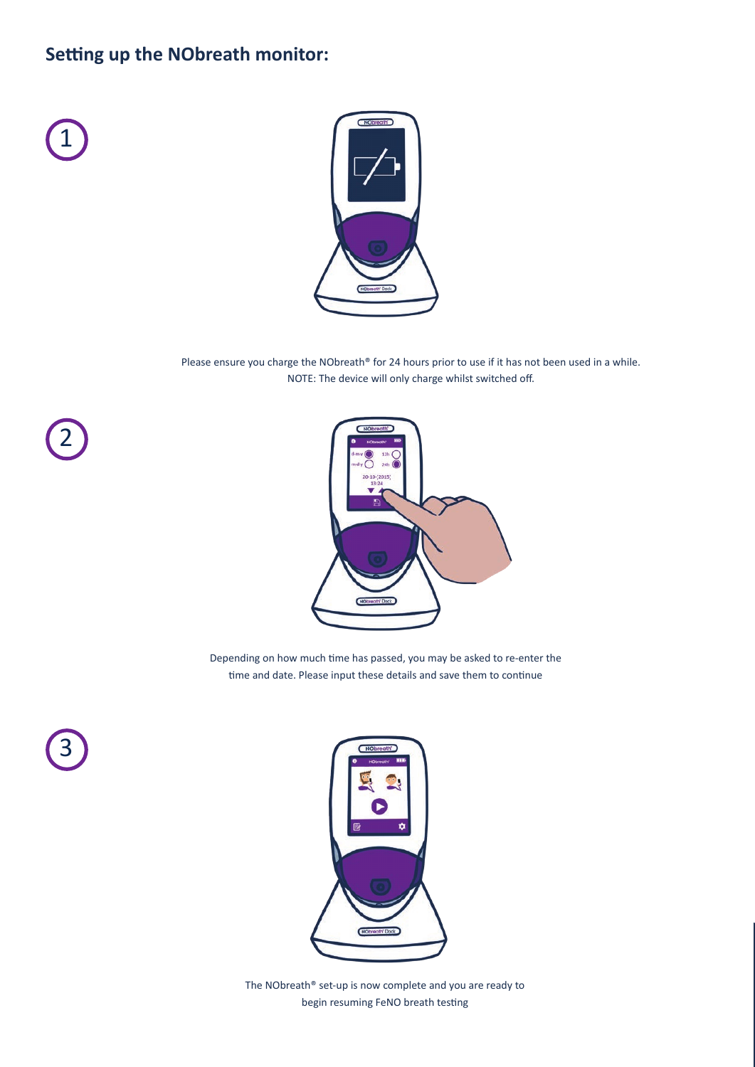## Setting up the NObreath monitor:

1

Please ensure you charge the NObreath® for 24 hours prior to use if it has not been used in a while.
NOTE: The device will only charge whilst switched off.

2

Depending on how much time has passed, you may be asked to re-enter the time and date. Please input these details and save them to continue

3

The NObreath® set-up is now complete and you are ready to begin resuming FeNO breath testing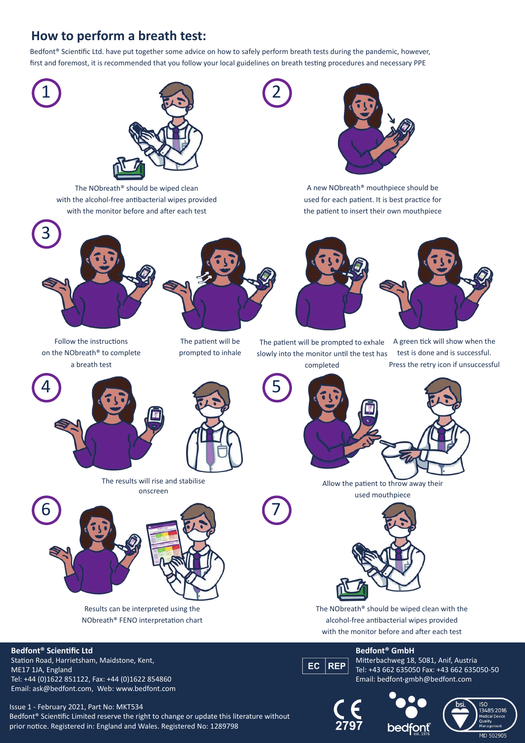## How to perform a breath test:

Bedfont® Scientific Ltd. have put together some advice on how to safely perform breath tests during the pandemic, however, first and foremost, it is recommended that you follow your local guidelines on breath testing procedures and necessary PPE

**1**

The NObreath® should be wiped clean with the alcohol-free antibacterial wipes provided with the monitor before and after each test

**2**

A new NObreath® mouthpiece should be used for each patient. It is best practice for the patient to insert their own mouthpiece

**3**

Follow the instructions on the NObreath® to complete a breath test

The patient will be prompted to inhale

The patient will be prompted to exhale slowly into the monitor until the test has completed

A green tick will show when the test is done and is successful. Press the retry icon if unsuccessful

**4**

The results will rise and stabilise onscreen

**5**

Allow the patient to throw away their used mouthpiece

**6**

Results can be interpreted using the NObreath® FENO interpretation chart

**7**

The NObreath® should be wiped clean with the alcohol-free antibacterial wipes provided with the monitor before and after each test

**Bedfont® Scientific Ltd**
Station Road, Harrietsham, Maidstone, Kent,
ME17 1JA, England
Tel: +44 (0)1622 851122, Fax: +44 (0)1622 854860
Email: ask@bedfont.com, Web: www.bedfont.com

EC REP

**Bedfont® GmbH**
Mitterbachweg 18, 5081, Anif, Austria
Tel: +43 662 635050 Fax: +43 662 635050-50
Email: bedfont-gmbh@bedfont.com

Issue 1 - February 2021, Part No: MKT534
Bedfont® Scientific Limited reserve the right to change or update this literature without prior notice. Registered in: England and Wales. Registered No: 1289798

CE 2797

bedfont est. 1976

bsi. ISO 13485:2016 Medical Device Quality Management MD 502905